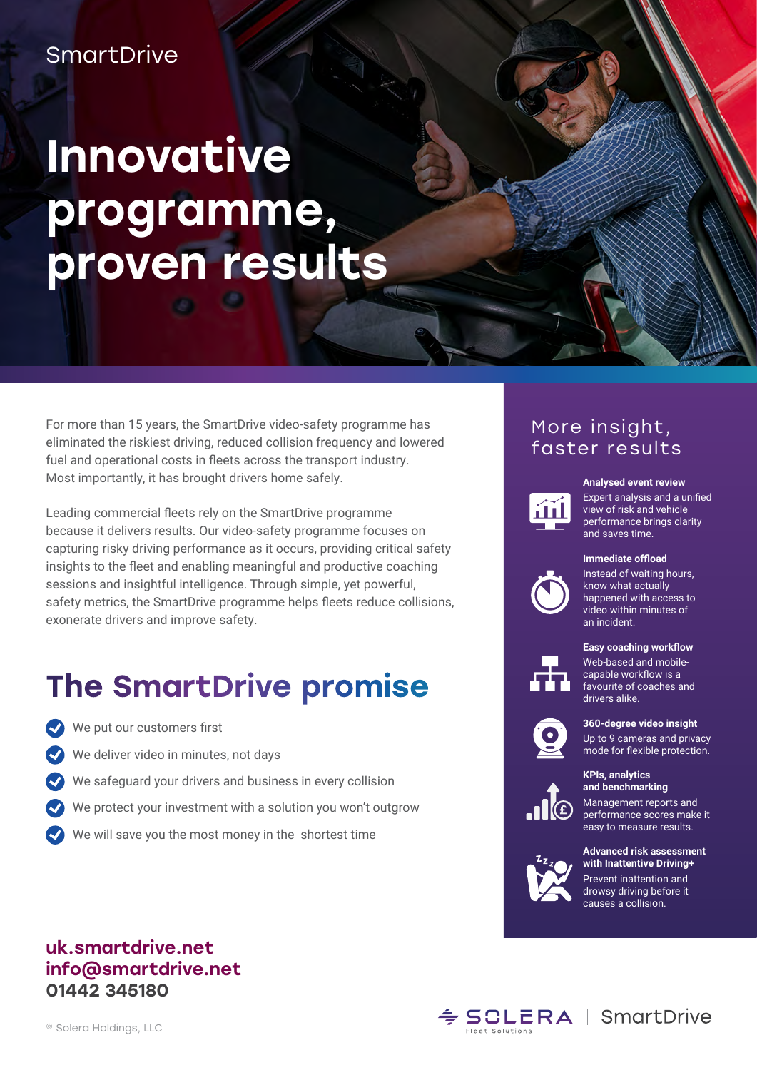SmartDrive

# Innovative programme, proven results

For more than 15 years, the SmartDrive video-safety programme has eliminated the riskiest driving, reduced collision frequency and lowered fuel and operational costs in fleets across the transport industry. Most importantly, it has brought drivers home safely.

Leading commercial fleets rely on the SmartDrive programme because it delivers results. Our video-safety programme focuses on capturing risky driving performance as it occurs, providing critical safety insights to the fleet and enabling meaningful and productive coaching sessions and insightful intelligence. Through simple, yet powerful, safety metrics, the SmartDrive programme helps fleets reduce collisions, exonerate drivers and improve safety.

## The SmartDrive promise

- We put our customers first
- We deliver video in minutes, not days
- We safeguard your drivers and business in every collision
- We protect your investment with a solution you won't outgrow
- We will save you the most money in the shortest time

## More insight, faster results

**Analysed event review**
Expert analysis and a unified view of risk and vehicle performance brings clarity and saves time.

**Immediate offload**
Instead of waiting hours, know what actually happened with access to video within minutes of an incident.

**Easy coaching workflow**
Web-based and mobile-capable workflow is a favourite of coaches and drivers alike.

**360-degree video insight**
Up to 9 cameras and privacy mode for flexible protection.

**KPIs, analytics and benchmarking**
Management reports and performance scores make it easy to measure results.

**Advanced risk assessment with Inattentive Driving+**
Prevent inattention and drowsy driving before it causes a collision.

**uk.smartdrive.net**
**info@smartdrive.net**
**01442 345180**

© Solera Holdings, LLC

SOLERA Fleet Solutions | SmartDrive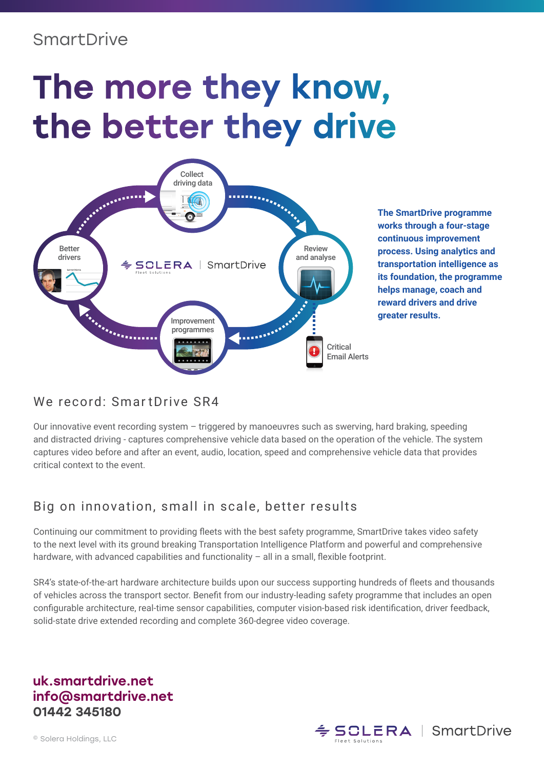SmartDrive

# The more they know, the better they drive

Collect driving data

Review and analyse

Improvement programmes

Better drivers

Critical Email Alerts

SOLERA Fleet Solutions | SmartDrive

**The SmartDrive programme works through a four-stage continuous improvement process. Using analytics and transportation intelligence as its foundation, the programme helps manage, coach and reward drivers and drive greater results.**

## We record: SmartDrive SR4

Our innovative event recording system – triggered by manoeuvres such as swerving, hard braking, speeding and distracted driving - captures comprehensive vehicle data based on the operation of the vehicle. The system captures video before and after an event, audio, location, speed and comprehensive vehicle data that provides critical context to the event.

## Big on innovation, small in scale, better results

Continuing our commitment to providing fleets with the best safety programme, SmartDrive takes video safety to the next level with its ground breaking Transportation Intelligence Platform and powerful and comprehensive hardware, with advanced capabilities and functionality – all in a small, flexible footprint.

SR4's state-of-the-art hardware architecture builds upon our success supporting hundreds of fleets and thousands of vehicles across the transport sector. Benefit from our industry-leading safety programme that includes an open configurable architecture, real-time sensor capabilities, computer vision-based risk identification, driver feedback, solid-state drive extended recording and complete 360-degree video coverage.

**uk.smartdrive.net**
**info@smartdrive.net**
**01442 345180**

© Solera Holdings, LLC

SOLERA Fleet Solutions | SmartDrive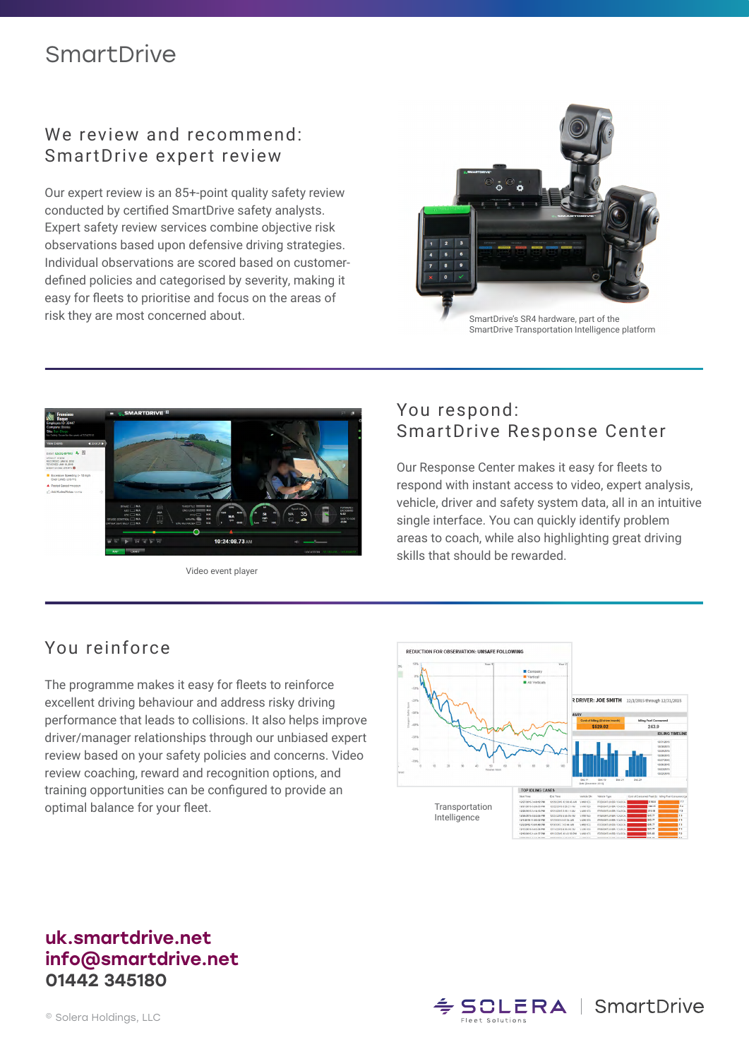# SmartDrive

## We review and recommend: SmartDrive expert review

Our expert review is an 85+-point quality safety review conducted by certified SmartDrive safety analysts. Expert safety review services combine objective risk observations based upon defensive driving strategies. Individual observations are scored based on customer-defined policies and categorised by severity, making it easy for fleets to prioritise and focus on the areas of risk they are most concerned about.

SmartDrive's SR4 hardware, part of the SmartDrive Transportation Intelligence platform

## You respond: SmartDrive Response Center

Video event player

Our Response Center makes it easy for fleets to respond with instant access to video, expert analysis, vehicle, driver and safety system data, all in an intuitive single interface. You can quickly identify problem areas to coach, while also highlighting great driving skills that should be rewarded.

## You reinforce

The programme makes it easy for fleets to reinforce excellent driving behaviour and address risky driving performance that leads to collisions. It also helps improve driver/manager relationships through our unbiased expert review based on your safety policies and concerns. Video review coaching, reward and recognition options, and training opportunities can be configured to provide an optimal balance for your fleet.

REDUCTION FOR OBSERVATION: UNSAFE FOLLOWING

DRIVER: JOE SMITH 12/1/2015 through 12/31/2015

TOP IDLING CASES

Transportation Intelligence

**uk.smartdrive.net**
**info@smartdrive.net**
**01442 345180**

© Solera Holdings, LLC

SOLERA Fleet Solutions | SmartDrive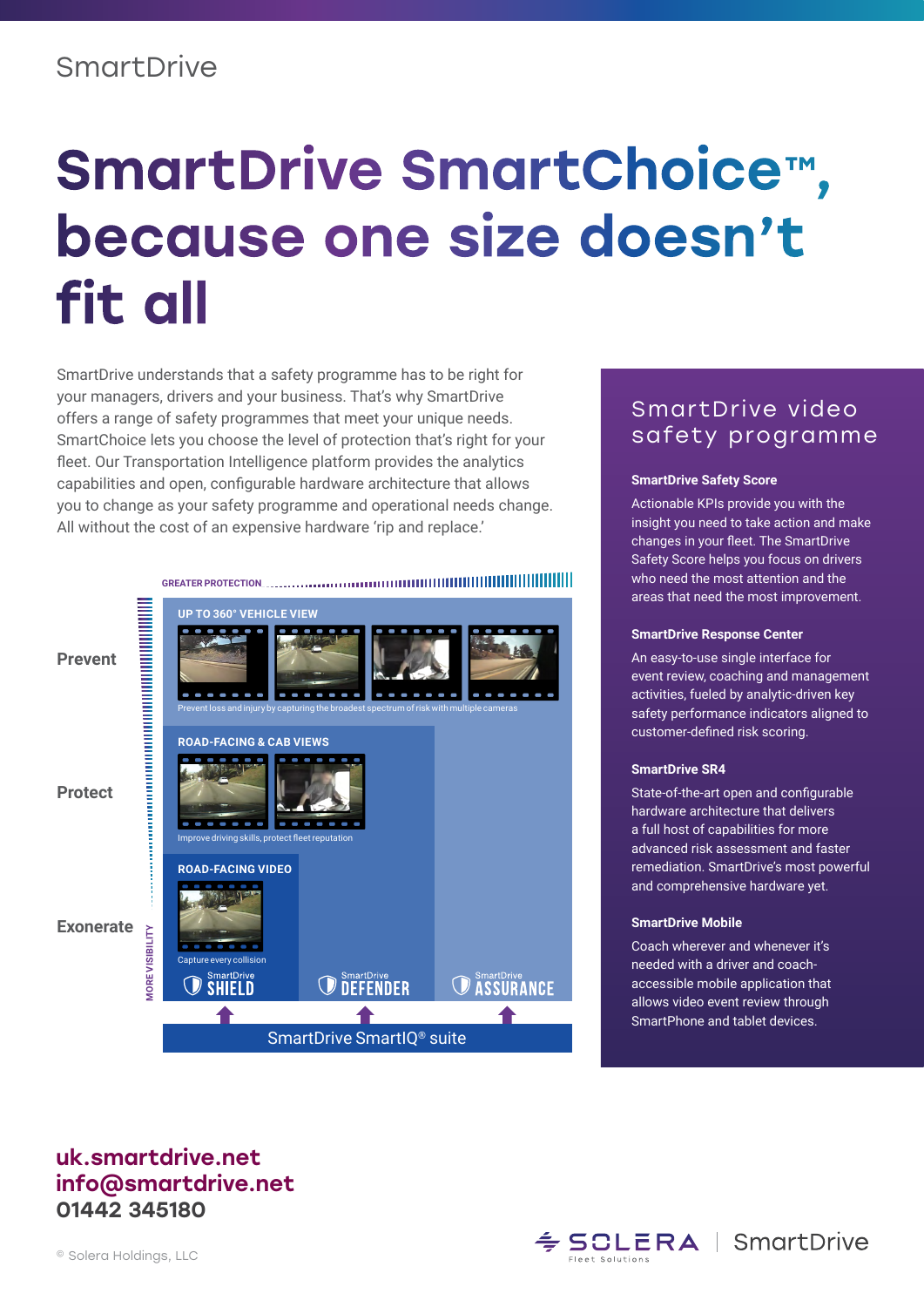SmartDrive

# SmartDrive SmartChoice™, because one size doesn't fit all

SmartDrive understands that a safety programme has to be right for your managers, drivers and your business. That's why SmartDrive offers a range of safety programmes that meet your unique needs. SmartChoice lets you choose the level of protection that's right for your fleet. Our Transportation Intelligence platform provides the analytics capabilities and open, configurable hardware architecture that allows you to change as your safety programme and operational needs change. All without the cost of an expensive hardware 'rip and replace.'

GREATER PROTECTION

MORE VISIBILITY

Prevent

Protect

Exonerate

UP TO 360° VEHICLE VIEW

Prevent loss and injury by capturing the broadest spectrum of risk with multiple cameras

ROAD-FACING & CAB VIEWS

Improve driving skills, protect fleet reputation

ROAD-FACING VIDEO

Capture every collision

SmartDrive SHIELD

SmartDrive DEFENDER

SmartDrive ASSURANCE

SmartDrive SmartIQ® suite

## SmartDrive video safety programme

### SmartDrive Safety Score

Actionable KPIs provide you with the insight you need to take action and make changes in your fleet. The SmartDrive Safety Score helps you focus on drivers who need the most attention and the areas that need the most improvement.

### SmartDrive Response Center

An easy-to-use single interface for event review, coaching and management activities, fueled by analytic-driven key safety performance indicators aligned to customer-defined risk scoring.

### SmartDrive SR4

State-of-the-art open and configurable hardware architecture that delivers a full host of capabilities for more advanced risk assessment and faster remediation. SmartDrive's most powerful and comprehensive hardware yet.

### SmartDrive Mobile

Coach wherever and whenever it's needed with a driver and coach-accessible mobile application that allows video event review through SmartPhone and tablet devices.

**uk.smartdrive.net**
**info@smartdrive.net**
**01442 345180**

© Solera Holdings, LLC

SOLERA Fleet Solutions | SmartDrive